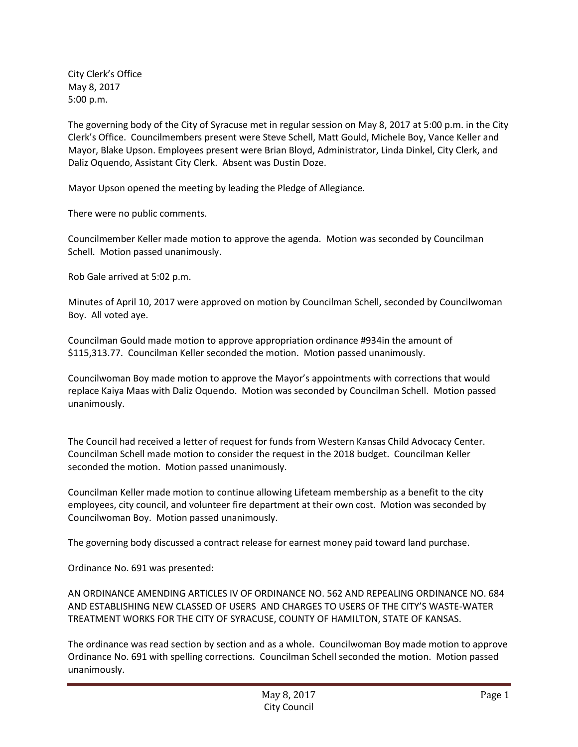City Clerk's Office
May 8, 2017
5:00 p.m.

The governing body of the City of Syracuse met in regular session on May 8, 2017 at 5:00 p.m. in the City Clerk's Office. Councilmembers present were Steve Schell, Matt Gould, Michele Boy, Vance Keller and Mayor, Blake Upson. Employees present were Brian Bloyd, Administrator, Linda Dinkel, City Clerk, and Daliz Oquendo, Assistant City Clerk. Absent was Dustin Doze.

Mayor Upson opened the meeting by leading the Pledge of Allegiance.

There were no public comments.

Councilmember Keller made motion to approve the agenda. Motion was seconded by Councilman Schell. Motion passed unanimously.

Rob Gale arrived at 5:02 p.m.

Minutes of April 10, 2017 were approved on motion by Councilman Schell, seconded by Councilwoman Boy. All voted aye.

Councilman Gould made motion to approve appropriation ordinance #934in the amount of $115,313.77. Councilman Keller seconded the motion. Motion passed unanimously.

Councilwoman Boy made motion to approve the Mayor's appointments with corrections that would replace Kaiya Maas with Daliz Oquendo. Motion was seconded by Councilman Schell. Motion passed unanimously.

The Council had received a letter of request for funds from Western Kansas Child Advocacy Center. Councilman Schell made motion to consider the request in the 2018 budget. Councilman Keller seconded the motion. Motion passed unanimously.

Councilman Keller made motion to continue allowing Lifeteam membership as a benefit to the city employees, city council, and volunteer fire department at their own cost. Motion was seconded by Councilwoman Boy. Motion passed unanimously.

The governing body discussed a contract release for earnest money paid toward land purchase.

Ordinance No. 691 was presented:

AN ORDINANCE AMENDING ARTICLES IV OF ORDINANCE NO. 562 AND REPEALING ORDINANCE NO. 684 AND ESTABLISHING NEW CLASSED OF USERS AND CHARGES TO USERS OF THE CITY'S WASTE-WATER TREATMENT WORKS FOR THE CITY OF SYRACUSE, COUNTY OF HAMILTON, STATE OF KANSAS.

The ordinance was read section by section and as a whole. Councilwoman Boy made motion to approve Ordinance No. 691 with spelling corrections. Councilman Schell seconded the motion. Motion passed unanimously.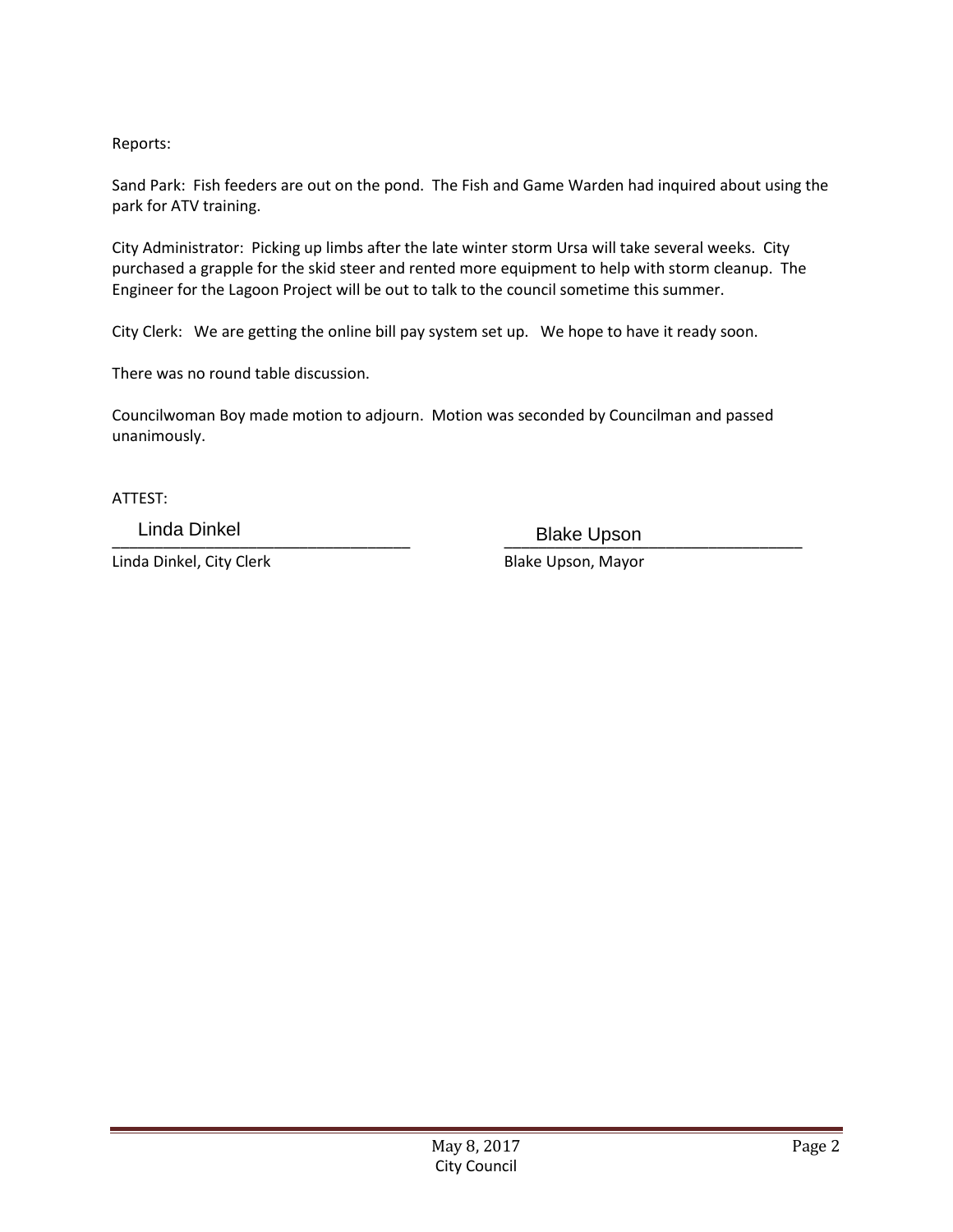Reports:

Sand Park: Fish feeders are out on the pond. The Fish and Game Warden had inquired about using the park for ATV training.

City Administrator: Picking up limbs after the late winter storm Ursa will take several weeks. City purchased a grapple for the skid steer and rented more equipment to help with storm cleanup. The Engineer for the Lagoon Project will be out to talk to the council sometime this summer.

City Clerk: We are getting the online bill pay system set up. We hope to have it ready soon.

There was no round table discussion.

Councilwoman Boy made motion to adjourn. Motion was seconded by Councilman and passed unanimously.

ATTEST:

Linda Dinkel
\_\_\_\_\_\_\_\_\_\_\_\_\_\_\_\_\_\_\_\_\_\_\_\_\_\_\_\_\_\_\_\_
Linda Dinkel, City Clerk

Blake Upson
\_\_\_\_\_\_\_\_\_\_\_\_\_\_\_\_\_\_\_\_\_\_\_\_\_\_\_\_\_\_\_\_
Blake Upson, Mayor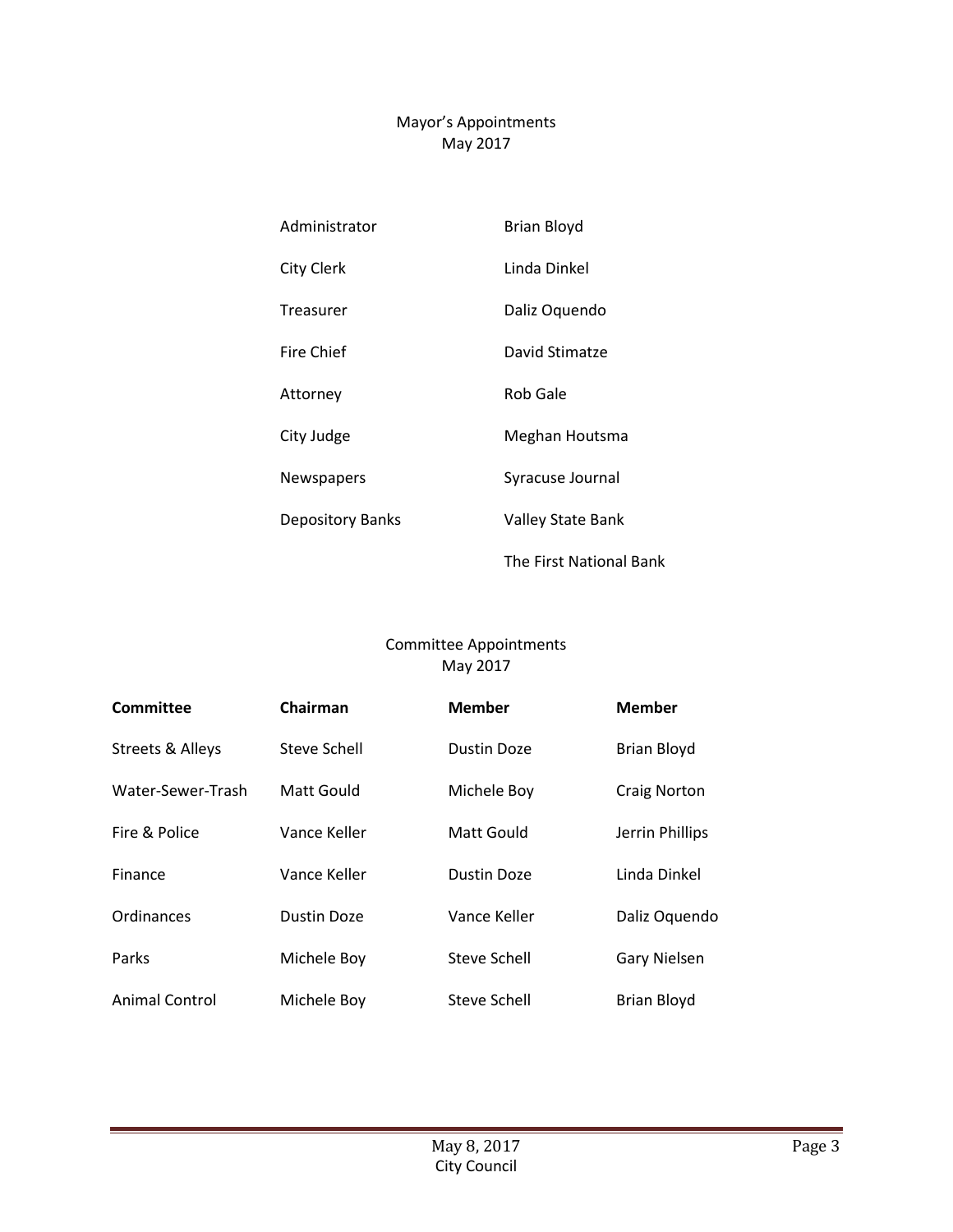## Mayor's Appointments
May 2017

| | |
|---|---|
| Administrator | Brian Bloyd |
| City Clerk | Linda Dinkel |
| Treasurer | Daliz Oquendo |
| Fire Chief | David Stimatze |
| Attorney | Rob Gale |
| City Judge | Meghan Houtsma |
| Newspapers | Syracuse Journal |
| Depository Banks | Valley State Bank |
| | The First National Bank |

## Committee Appointments
May 2017

| Committee | Chairman | Member | Member |
|---|---|---|---|
| Streets & Alleys | Steve Schell | Dustin Doze | Brian Bloyd |
| Water-Sewer-Trash | Matt Gould | Michele Boy | Craig Norton |
| Fire & Police | Vance Keller | Matt Gould | Jerrin Phillips |
| Finance | Vance Keller | Dustin Doze | Linda Dinkel |
| Ordinances | Dustin Doze | Vance Keller | Daliz Oquendo |
| Parks | Michele Boy | Steve Schell | Gary Nielsen |
| Animal Control | Michele Boy | Steve Schell | Brian Bloyd |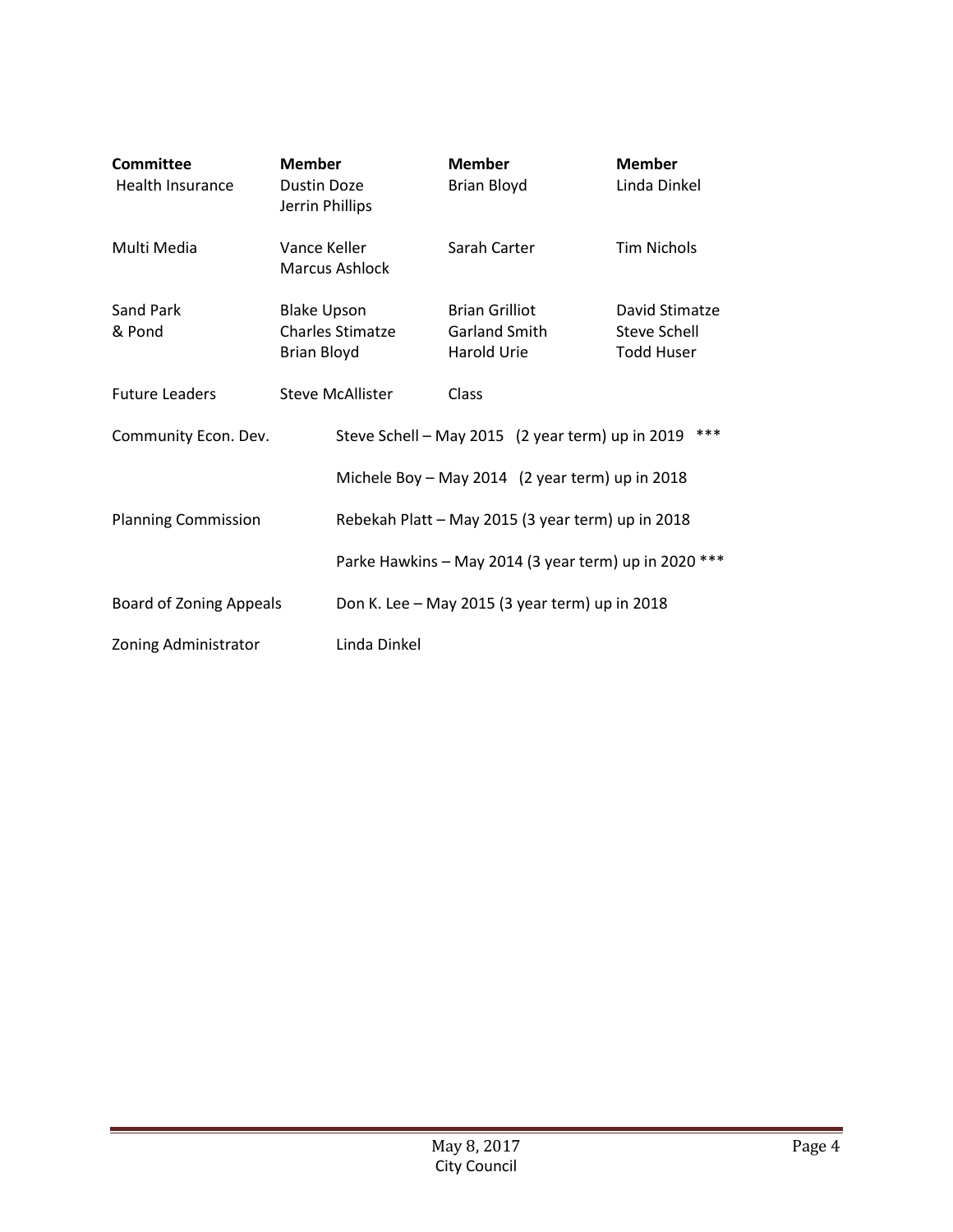| Committee | Member | Member | Member |
|---|---|---|---|
| Health Insurance | Dustin Doze<br>Jerrin Phillips | Brian Bloyd | Linda Dinkel |
| Multi Media | Vance Keller<br>Marcus Ashlock | Sarah Carter | Tim Nichols |
| Sand Park & Pond | Blake Upson<br>Charles Stimatze<br>Brian Bloyd | Brian Grilliot<br>Garland Smith<br>Harold Urie | David Stimatze<br>Steve Schell<br>Todd Huser |
| Future Leaders | Steve McAllister | Class | |

Community Econ. Dev. — Steve Schell – May 2015 (2 year term) up in 2019 ***

Michele Boy – May 2014 (2 year term) up in 2018

Planning Commission — Rebekah Platt – May 2015 (3 year term) up in 2018

Parke Hawkins – May 2014 (3 year term) up in 2020 ***

Board of Zoning Appeals — Don K. Lee – May 2015 (3 year term) up in 2018

Zoning Administrator — Linda Dinkel